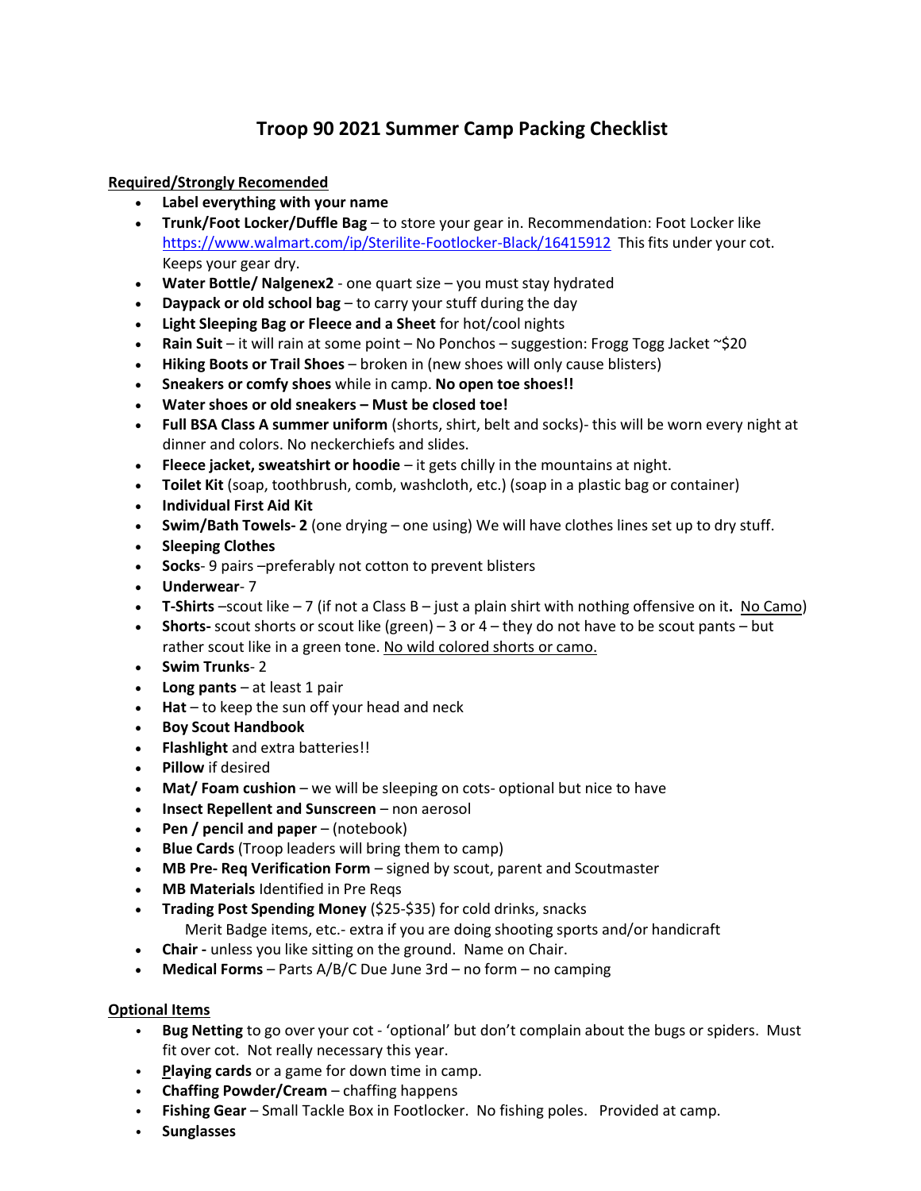# Troop 90 2021 Summer Camp Packing Checklist

<u>**Required/Strongly Recomended**</u>

- **Label everything with your name**
- **Trunk/Foot Locker/Duffle Bag** – to store your gear in. Recommendation: Foot Locker like https://www.walmart.com/ip/Sterilite-Footlocker-Black/16415912 This fits under your cot. Keeps your gear dry.
- **Water Bottle/ Nalgenex2** - one quart size – you must stay hydrated
- **Daypack or old school bag** – to carry your stuff during the day
- **Light Sleeping Bag or Fleece and a Sheet** for hot/cool nights
- **Rain Suit** – it will rain at some point – No Ponchos – suggestion: Frogg Togg Jacket ~$20
- **Hiking Boots or Trail Shoes** – broken in (new shoes will only cause blisters)
- **Sneakers or comfy shoes** while in camp. **No open toe shoes!!**
- **Water shoes or old sneakers – Must be closed toe!**
- **Full BSA Class A summer uniform** (shorts, shirt, belt and socks)- this will be worn every night at dinner and colors. No neckerchiefs and slides.
- **Fleece jacket, sweatshirt or hoodie** – it gets chilly in the mountains at night.
- **Toilet Kit** (soap, toothbrush, comb, washcloth, etc.) (soap in a plastic bag or container)
- **Individual First Aid Kit**
- **Swim/Bath Towels- 2** (one drying – one using) We will have clothes lines set up to dry stuff.
- **Sleeping Clothes**
- **Socks**- 9 pairs –preferably not cotton to prevent blisters
- **Underwear**- 7
- **T-Shirts** –scout like – 7 (if not a Class B – just a plain shirt with nothing offensive on it**.** <u>No Camo</u>)
- **Shorts-** scout shorts or scout like (green) – 3 or 4 – they do not have to be scout pants – but rather scout like in a green tone. <u>No wild colored shorts or camo.</u>
- **Swim Trunks**- 2
- **Long pants** – at least 1 pair
- **Hat** – to keep the sun off your head and neck
- **Boy Scout Handbook**
- **Flashlight** and extra batteries!!
- **Pillow** if desired
- **Mat/ Foam cushion** – we will be sleeping on cots- optional but nice to have
- **Insect Repellent and Sunscreen** – non aerosol
- **Pen / pencil and paper** – (notebook)
- **Blue Cards** (Troop leaders will bring them to camp)
- **MB Pre- Req Verification Form** – signed by scout, parent and Scoutmaster
- **MB Materials** Identified in Pre Reqs
- **Trading Post Spending Money** ($25-$35) for cold drinks, snacks
  Merit Badge items, etc.- extra if you are doing shooting sports and/or handicraft
- **Chair -** unless you like sitting on the ground. Name on Chair.
- **Medical Forms** – Parts A/B/C Due June 3rd – no form – no camping

<u>**Optional Items**</u>

- **Bug Netting** to go over your cot - 'optional' but don't complain about the bugs or spiders. Must fit over cot. Not really necessary this year.
- **Playing cards** or a game for down time in camp.
- **Chaffing Powder/Cream** – chaffing happens
- **Fishing Gear** – Small Tackle Box in Footlocker. No fishing poles. Provided at camp.
- **Sunglasses**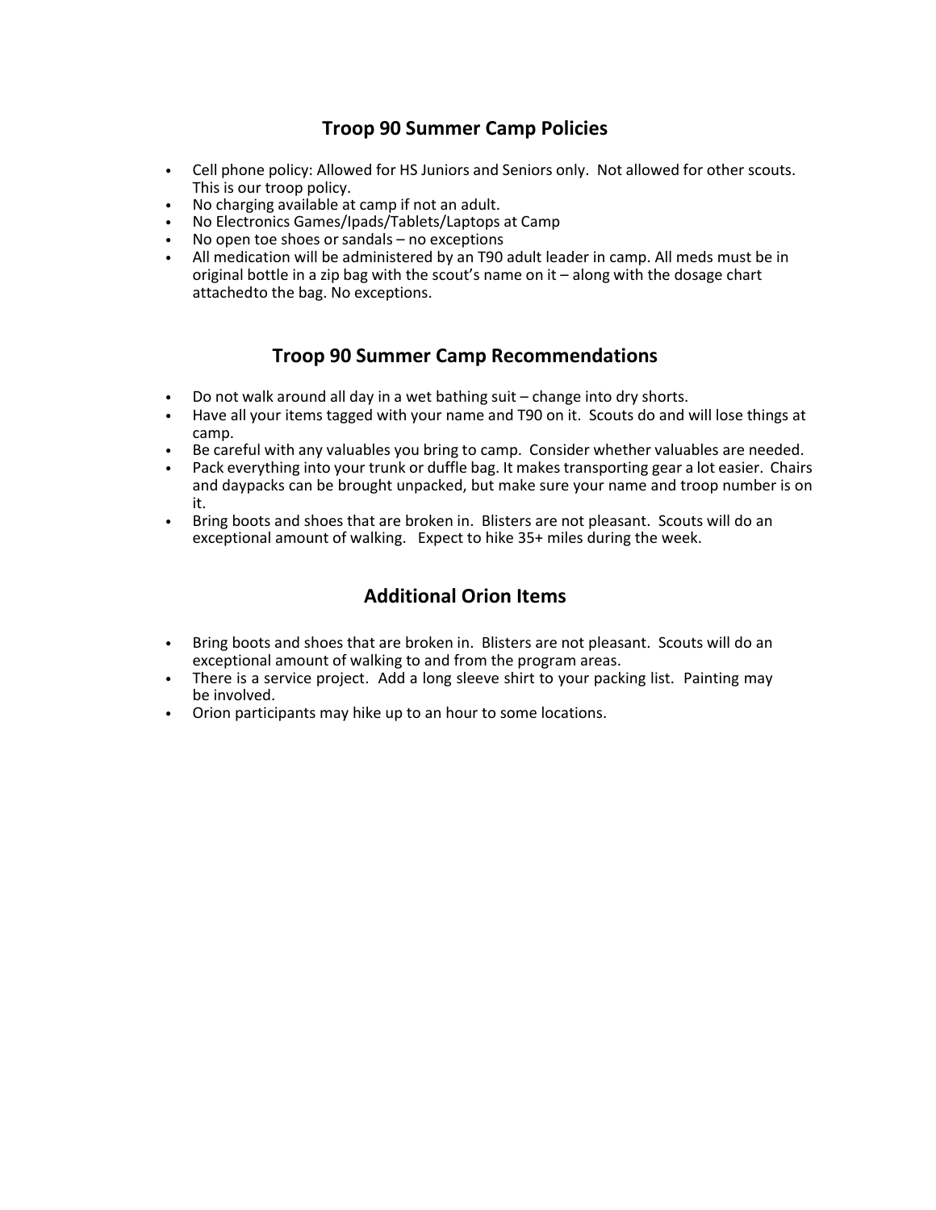## Troop 90 Summer Camp Policies

- Cell phone policy: Allowed for HS Juniors and Seniors only. Not allowed for other scouts. This is our troop policy.
- No charging available at camp if not an adult.
- No Electronics Games/Ipads/Tablets/Laptops at Camp
- No open toe shoes or sandals – no exceptions
- All medication will be administered by an T90 adult leader in camp. All meds must be in original bottle in a zip bag with the scout's name on it – along with the dosage chart attachedto the bag. No exceptions.

## Troop 90 Summer Camp Recommendations

- Do not walk around all day in a wet bathing suit – change into dry shorts.
- Have all your items tagged with your name and T90 on it. Scouts do and will lose things at camp.
- Be careful with any valuables you bring to camp. Consider whether valuables are needed.
- Pack everything into your trunk or duffle bag. It makes transporting gear a lot easier. Chairs and daypacks can be brought unpacked, but make sure your name and troop number is on it.
- Bring boots and shoes that are broken in. Blisters are not pleasant. Scouts will do an exceptional amount of walking. Expect to hike 35+ miles during the week.

## Additional Orion Items

- Bring boots and shoes that are broken in. Blisters are not pleasant. Scouts will do an exceptional amount of walking to and from the program areas.
- There is a service project. Add a long sleeve shirt to your packing list. Painting may be involved.
- Orion participants may hike up to an hour to some locations.